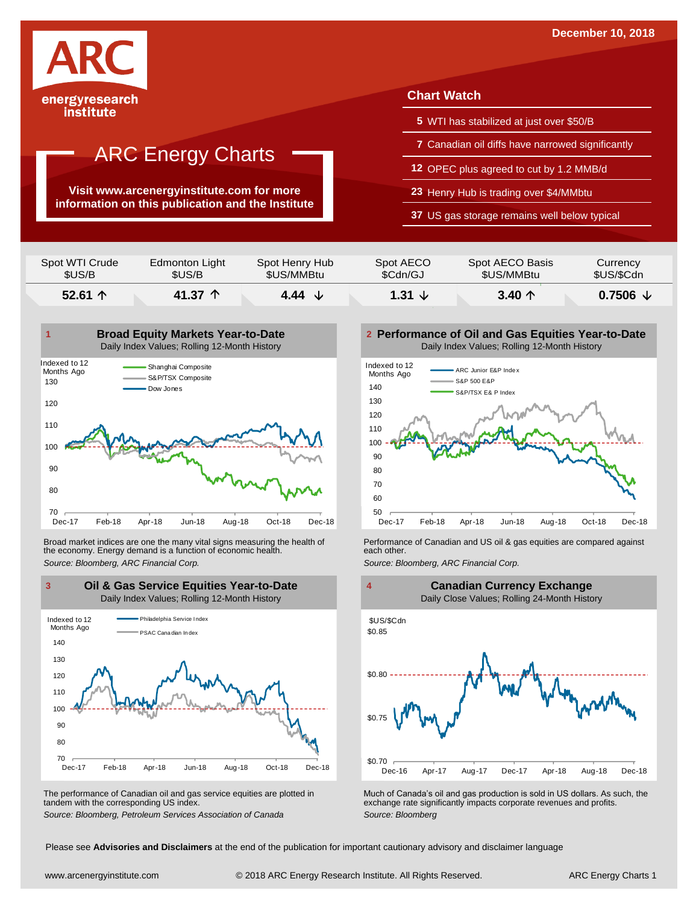December 10, 2018

ARC energyresearch institute

# ARC Energy Charts

**Visit www.arcenergyinstitute.com for more information on this publication and the Institute**

## Chart Watch

- **5** WTI has stabilized at just over $50/B
- **7** Canadian oil diffs have narrowed significantly
- **12** OPEC plus agreed to cut by 1.2 MMB/d
- **23** Henry Hub is trading over $4/MMbtu
- **37** US gas storage remains well below typical

| Spot WTI Crude $US/B | Edmonton Light $US/B | Spot Henry Hub $US/MMBtu | Spot AECO $Cdn/GJ | Spot AECO Basis $US/MMBtu | Currency $US/$Cdn |
|---|---|---|---|---|---|
| **52.61 ↑** | **41.37 ↑** | **4.44 ↓** | **1.31 ↓** | **3.40 ↑** | **0.7506 ↓** |

### 1 Broad Equity Markets Year-to-Date

Daily Index Values; Rolling 12-Month History

Broad market indices are one the many vital signs measuring the health of the economy. Energy demand is a function of economic health.

*Source: Bloomberg, ARC Financial Corp.*

### 2 Performance of Oil and Gas Equities Year-to-Date

Daily Index Values; Rolling 12-Month History

Performance of Canadian and US oil & gas equities are compared against each other.

*Source: Bloomberg, ARC Financial Corp.*

### 3 Oil & Gas Service Equities Year-to-Date

Daily Index Values; Rolling 12-Month History

The performance of Canadian oil and gas service equities are plotted in tandem with the corresponding US index.

*Source: Bloomberg, Petroleum Services Association of Canada*

### 4 Canadian Currency Exchange

Daily Close Values; Rolling 24-Month History

Much of Canada's oil and gas production is sold in US dollars. As such, the exchange rate significantly impacts corporate revenues and profits.

*Source: Bloomberg*

Please see **Advisories and Disclaimers** at the end of the publication for important cautionary advisory and disclaimer language

www.arcenergyinstitute.com © 2018 ARC Energy Research Institute. All Rights Reserved.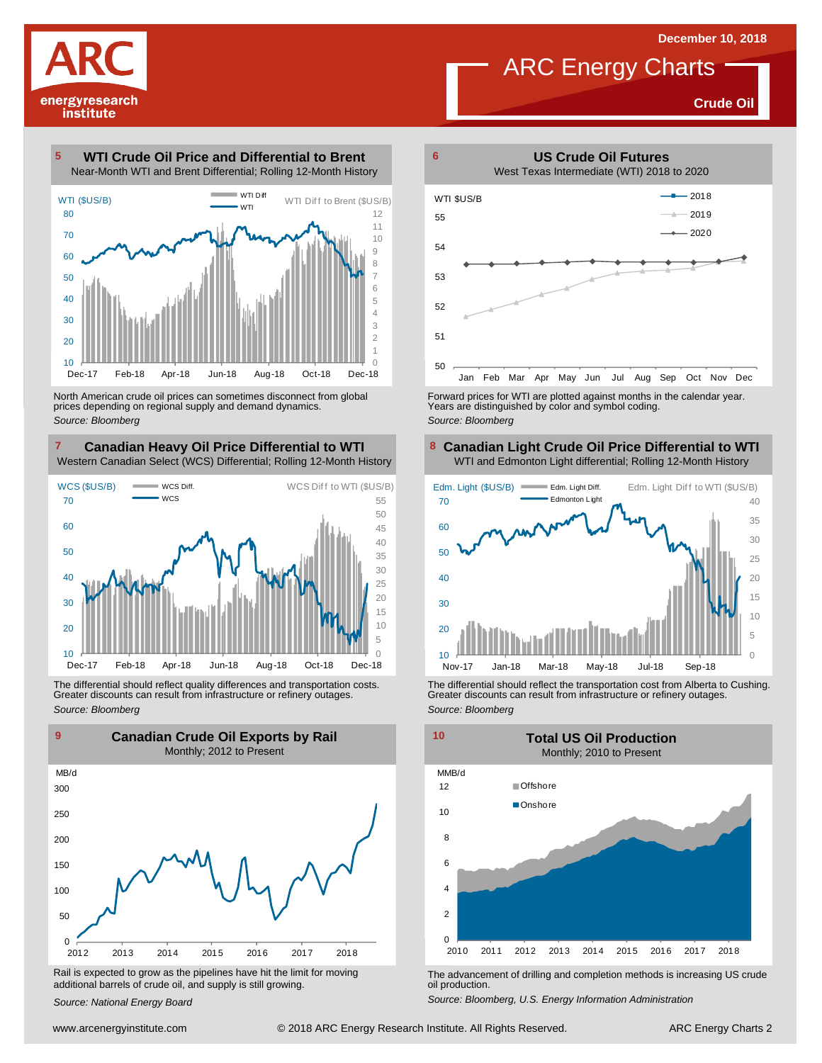# ARC Energy Charts

December 10, 2018

**Crude Oil**

## 5 WTI Crude Oil Price and Differential to Brent

Near-Month WTI and Brent Differential; Rolling 12-Month History

North American crude oil prices can sometimes disconnect from global prices depending on regional supply and demand dynamics.

*Source: Bloomberg*

## 6 US Crude Oil Futures

West Texas Intermediate (WTI) 2018 to 2020

Forward prices for WTI are plotted against months in the calendar year. Years are distinguished by color and symbol coding.

*Source: Bloomberg*

## 7 Canadian Heavy Oil Price Differential to WTI

Western Canadian Select (WCS) Differential; Rolling 12-Month History

The differential should reflect quality differences and transportation costs. Greater discounts can result from infrastructure or refinery outages.

*Source: Bloomberg*

## 8 Canadian Light Crude Oil Price Differential to WTI

WTI and Edmonton Light differential; Rolling 12-Month History

The differential should reflect the transportation cost from Alberta to Cushing. Greater discounts can result from infrastructure or refinery outages.

*Source: Bloomberg*

## 9 Canadian Crude Oil Exports by Rail

Monthly; 2012 to Present

Rail is expected to grow as the pipelines have hit the limit for moving additional barrels of crude oil, and supply is still growing.

*Source: National Energy Board*

## 10 Total US Oil Production

Monthly; 2010 to Present

The advancement of drilling and completion methods is increasing US crude oil production.

*Source: Bloomberg, U.S. Energy Information Administration*

www.arcenergyinstitute.com © 2018 ARC Energy Research Institute. All Rights Reserved.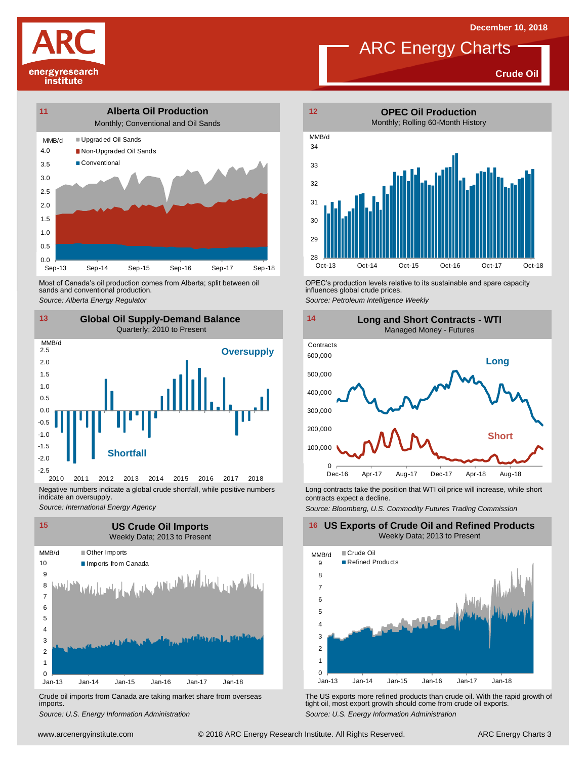December 10, 2018

# ARC Energy Charts

**Crude Oil**

## 11 Alberta Oil Production

Monthly; Conventional and Oil Sands

MMB/d

- Upgraded Oil Sands
- Non-Upgraded Oil Sands
- Conventional

Most of Canada's oil production comes from Alberta; split between oil sands and conventional production.

*Source: Alberta Energy Regulator*

## 12 OPEC Oil Production

Monthly; Rolling 60-Month History

MMB/d

OPEC's production levels relative to its sustainable and spare capacity influences global crude prices.

*Source: Petroleum Intelligence Weekly*

## 13 Global Oil Supply-Demand Balance

Quarterly; 2010 to Present

MMB/d

Oversupply

Shortfall

Negative numbers indicate a global crude shortfall, while positive numbers indicate an oversupply.

*Source: International Energy Agency*

## 14 Long and Short Contracts - WTI

Managed Money - Futures

Contracts

Long

Short

Long contracts take the position that WTI oil price will increase, while short contracts expect a decline.

*Source: Bloomberg, U.S. Commodity Futures Trading Commission*

## 15 US Crude Oil Imports

Weekly Data; 2013 to Present

MMB/d

- Other Imports
- Imports from Canada

Crude oil imports from Canada are taking market share from overseas imports.

*Source: U.S. Energy Information Administration*

## 16 US Exports of Crude Oil and Refined Products

Weekly Data; 2013 to Present

MMB/d

- Crude Oil
- Refined Products

The US exports more refined products than crude oil. With the rapid growth of tight oil, most export growth should come from crude oil exports.

*Source: U.S. Energy Information Administration*

www.arcenergyinstitute.com © 2018 ARC Energy Research Institute. All Rights Reserved.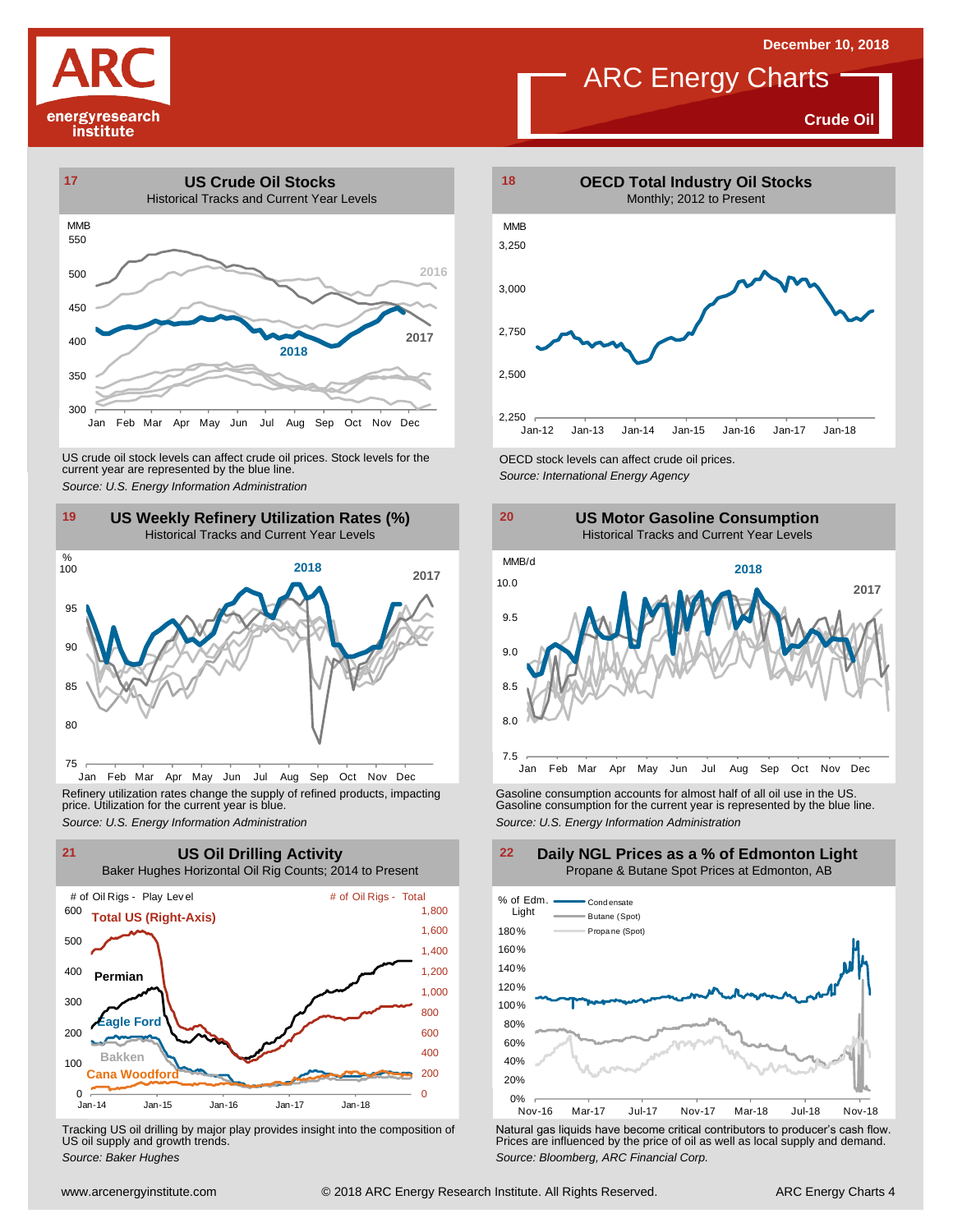# ARC Energy Charts

December 10, 2018

**Crude Oil**

## 17 US Crude Oil Stocks

Historical Tracks and Current Year Levels

US crude oil stock levels can affect crude oil prices. Stock levels for the current year are represented by the blue line.

*Source: U.S. Energy Information Administration*

## 18 OECD Total Industry Oil Stocks

Monthly; 2012 to Present

OECD stock levels can affect crude oil prices.

*Source: International Energy Agency*

## 19 US Weekly Refinery Utilization Rates (%)

Historical Tracks and Current Year Levels

Refinery utilization rates change the supply of refined products, impacting price. Utilization for the current year is blue.

*Source: U.S. Energy Information Administration*

## 20 US Motor Gasoline Consumption

Historical Tracks and Current Year Levels

Gasoline consumption accounts for almost half of all oil use in the US. Gasoline consumption for the current year is represented by the blue line.

*Source: U.S. Energy Information Administration*

## 21 US Oil Drilling Activity

Baker Hughes Horizontal Oil Rig Counts; 2014 to Present

Tracking US oil drilling by major play provides insight into the composition of US oil supply and growth trends.

*Source: Baker Hughes*

## 22 Daily NGL Prices as a % of Edmonton Light

Propane & Butane Spot Prices at Edmonton, AB

Natural gas liquids have become critical contributors to producer's cash flow. Prices are influenced by the price of oil as well as local supply and demand.

*Source: Bloomberg, ARC Financial Corp.*

www.arcenergyinstitute.com © 2018 ARC Energy Research Institute. All Rights Reserved.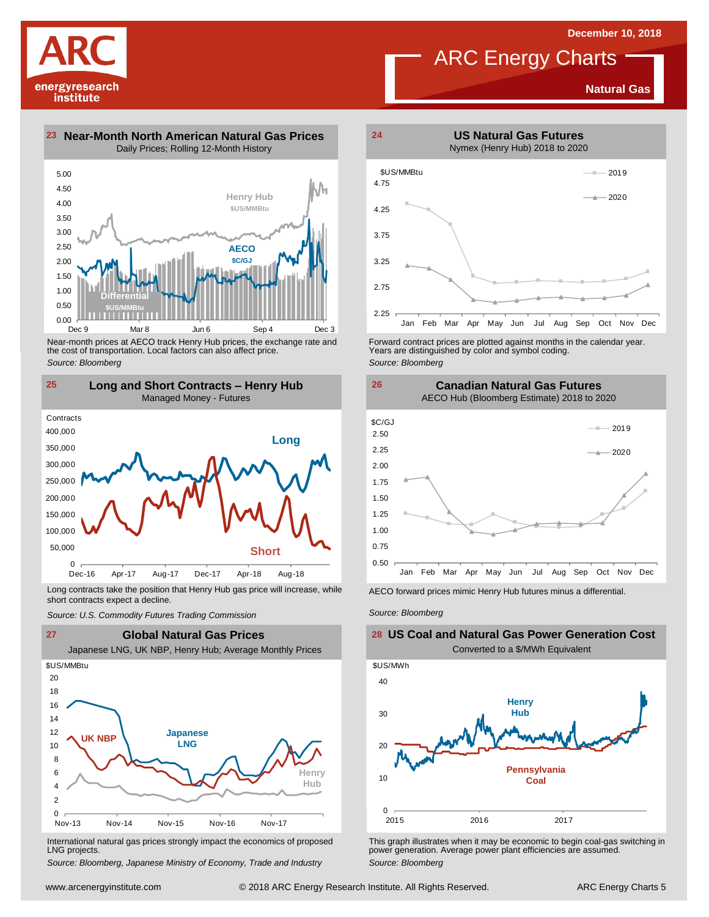December 10, 2018

# ARC Energy Charts

**Natural Gas**

## 23 Near-Month North American Natural Gas Prices

Daily Prices; Rolling 12-Month History

Near-month prices at AECO track Henry Hub prices, the exchange rate and the cost of transportation. Local factors can also affect price.

*Source: Bloomberg*

## 24 US Natural Gas Futures

Nymex (Henry Hub) 2018 to 2020

Forward contract prices are plotted against months in the calendar year. Years are distinguished by color and symbol coding.

*Source: Bloomberg*

## 25 Long and Short Contracts – Henry Hub

Managed Money - Futures

Long contracts take the position that Henry Hub gas price will increase, while short contracts expect a decline.

*Source: U.S. Commodity Futures Trading Commission*

## 26 Canadian Natural Gas Futures

AECO Hub (Bloomberg Estimate) 2018 to 2020

AECO forward prices mimic Henry Hub futures minus a differential.

*Source: Bloomberg*

## 27 Global Natural Gas Prices

Japanese LNG, UK NBP, Henry Hub; Average Monthly Prices

International natural gas prices strongly impact the economics of proposed LNG projects.

*Source: Bloomberg, Japanese Ministry of Economy, Trade and Industry*

## 28 US Coal and Natural Gas Power Generation Cost

Converted to a $/MWh Equivalent

This graph illustrates when it may be economic to begin coal-gas switching in power generation. Average power plant efficiencies are assumed.

*Source: Bloomberg*

www.arcenergyinstitute.com © 2018 ARC Energy Research Institute. All Rights Reserved.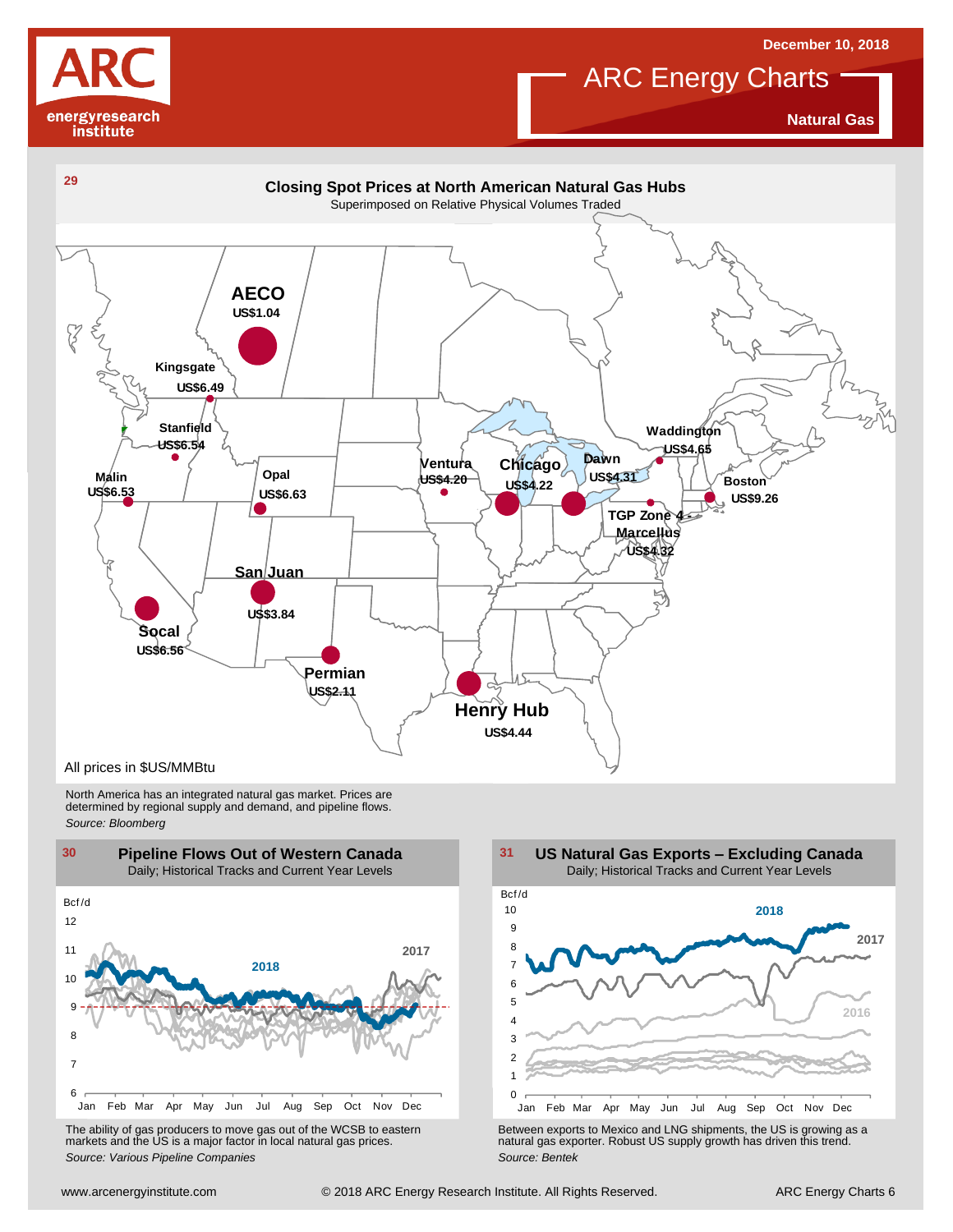December 10, 2018

# ARC Energy Charts

**Natural Gas**

**29**

## Closing Spot Prices at North American Natural Gas Hubs

Superimposed on Relative Physical Volumes Traded

**AECO** US$1.04
**Kingsgate** US$6.49
**Stanfield** US$6.54
**Malin** US$6.53
**Opal** US$6.63
**San Juan** US$3.84
**Socal** US$6.56
**Permian** US$2.11
**Henry Hub** US$4.44
**Ventura** US$4.20
**Chicago** US$4.22
**Dawn** US$4.31
**Waddington** US$4.65
**Boston** US$9.26
**TGP Zone 4 Marcellus** US$4.32

All prices in $US/MMBtu

North America has an integrated natural gas market. Prices are determined by regional supply and demand, and pipeline flows.

*Source: Bloomberg*

**30**

## Pipeline Flows Out of Western Canada

Daily; Historical Tracks and Current Year Levels

The ability of gas producers to move gas out of the WCSB to eastern markets and the US is a major factor in local natural gas prices.

*Source: Various Pipeline Companies*

**31**

## US Natural Gas Exports – Excluding Canada

Daily; Historical Tracks and Current Year Levels

Between exports to Mexico and LNG shipments, the US is growing as a natural gas exporter. Robust US supply growth has driven this trend.

*Source: Bentek*

www.arcenergyinstitute.com © 2018 ARC Energy Research Institute. All Rights Reserved.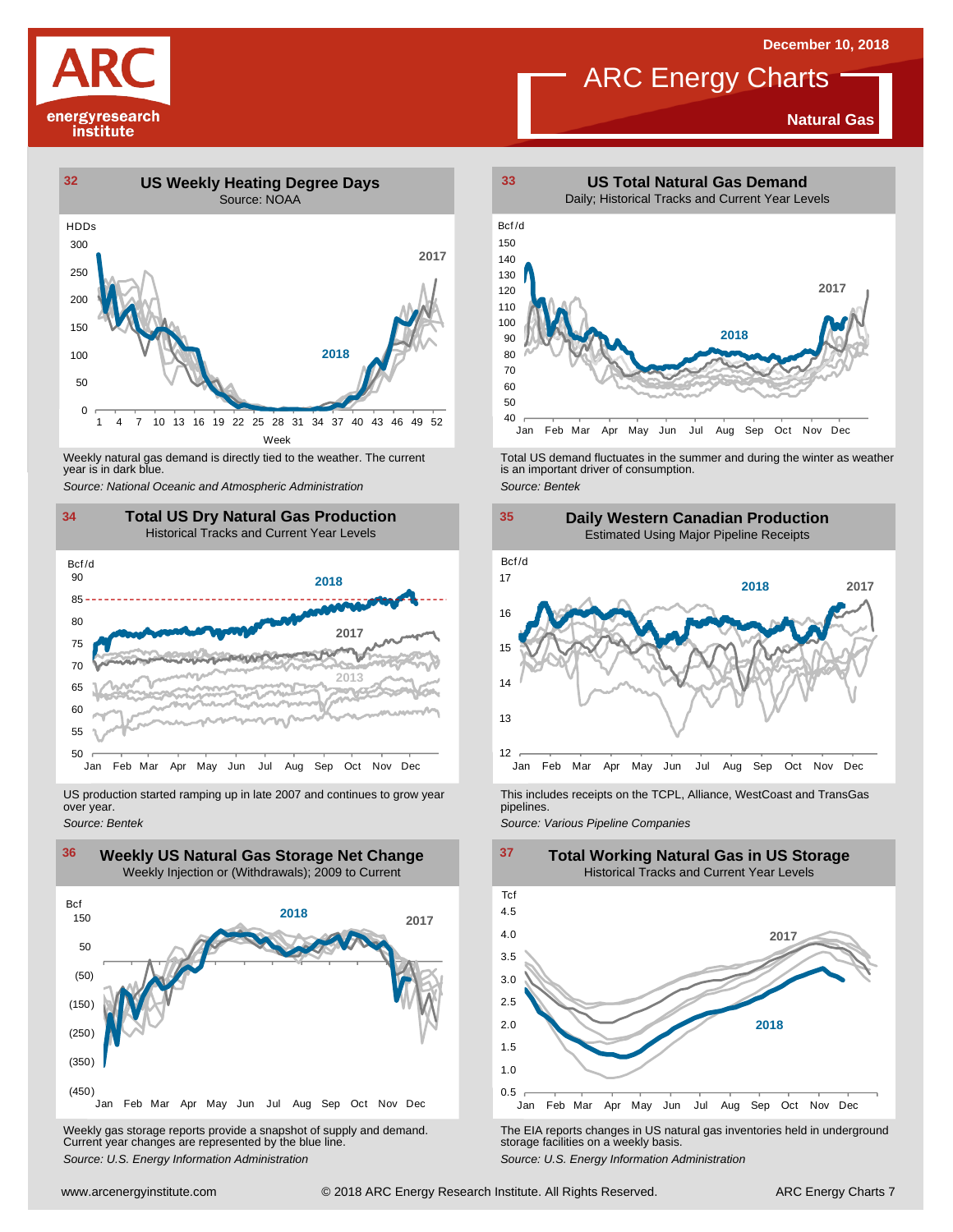December 10, 2018

# ARC Energy Charts

**Natural Gas**

## 32 US Weekly Heating Degree Days

Source: NOAA

HDDs

300
250
200
150
100
50
0

1 4 7 10 13 16 19 22 25 28 31 34 37 40 43 46 49 52

Week

2017
2018

Weekly natural gas demand is directly tied to the weather. The current year is in dark blue.

*Source: National Oceanic and Atmospheric Administration*

## 33 US Total Natural Gas Demand

Daily; Historical Tracks and Current Year Levels

Bcf/d

150
140
130
120
110
100
90
80
70
60
50
40

Jan Feb Mar Apr May Jun Jul Aug Sep Oct Nov Dec

2017
2018

Total US demand fluctuates in the summer and during the winter as weather is an important driver of consumption.

*Source: Bentek*

## 34 Total US Dry Natural Gas Production

Historical Tracks and Current Year Levels

Bcf/d

90
85
80
75
70
65
60
55
50

Jan Feb Mar Apr May Jun Jul Aug Sep Oct Nov Dec

2018
2017
2013

US production started ramping up in late 2007 and continues to grow year over year.

*Source: Bentek*

## 35 Daily Western Canadian Production

Estimated Using Major Pipeline Receipts

Bcf/d

17
16
15
14
13
12

Jan Feb Mar Apr May Jun Jul Aug Sep Oct Nov Dec

2018
2017

This includes receipts on the TCPL, Alliance, WestCoast and TransGas pipelines.

*Source: Various Pipeline Companies*

## 36 Weekly US Natural Gas Storage Net Change

Weekly Injection or (Withdrawals); 2009 to Current

Bcf

150
50
(50)
(150)
(250)
(350)
(450)

Jan Feb Mar Apr May Jun Jul Aug Sep Oct Nov Dec

2018
2017

Weekly gas storage reports provide a snapshot of supply and demand. Current year changes are represented by the blue line.

*Source: U.S. Energy Information Administration*

## 37 Total Working Natural Gas in US Storage

Historical Tracks and Current Year Levels

Tcf

4.5
4.0
3.5
3.0
2.5
2.0
1.5
1.0
0.5

Jan Feb Mar Apr May Jun Jul Aug Sep Oct Nov Dec

2017
2018

The EIA reports changes in US natural gas inventories held in underground storage facilities on a weekly basis.

*Source: U.S. Energy Information Administration*

www.arcenergyinstitute.com © 2018 ARC Energy Research Institute. All Rights Reserved.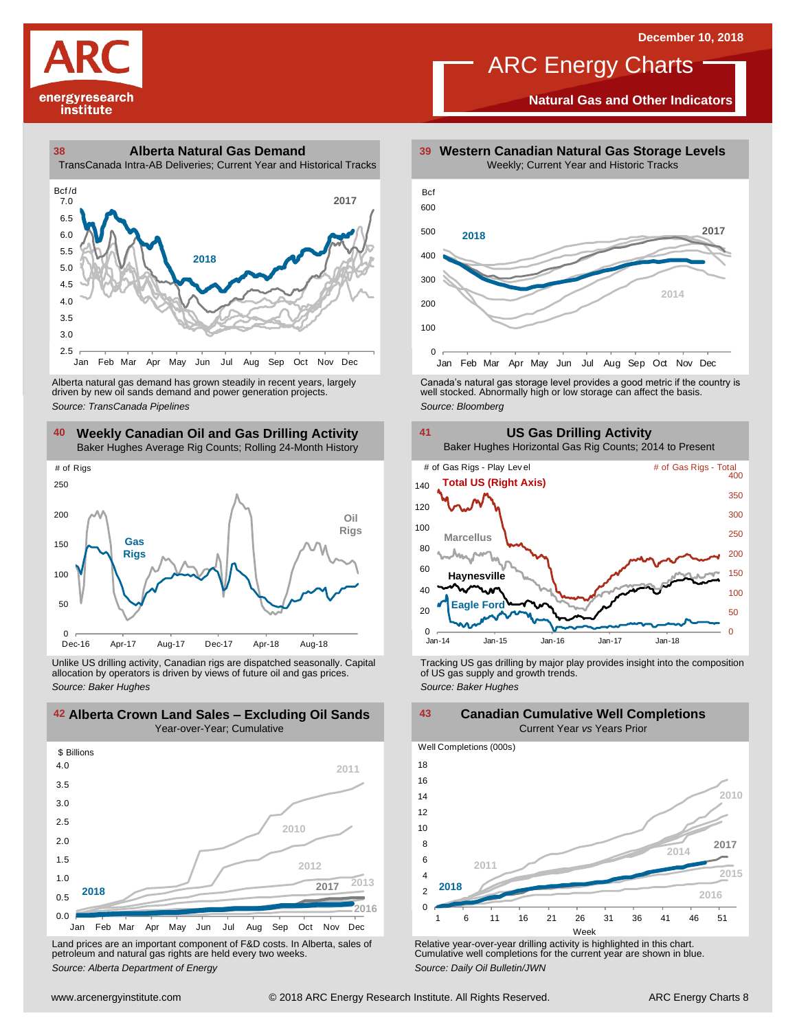# ARC Energy Charts

**Natural Gas and Other Indicators**

December 10, 2018

## 38 Alberta Natural Gas Demand

TransCanada Intra-AB Deliveries; Current Year and Historical Tracks

Alberta natural gas demand has grown steadily in recent years, largely driven by new oil sands demand and power generation projects.

*Source: TransCanada Pipelines*

## 39 Western Canadian Natural Gas Storage Levels

Weekly; Current Year and Historic Tracks

Canada's natural gas storage level provides a good metric if the country is well stocked. Abnormally high or low storage can affect the basis.

*Source: Bloomberg*

## 40 Weekly Canadian Oil and Gas Drilling Activity

Baker Hughes Average Rig Counts; Rolling 24-Month History

Unlike US drilling activity, Canadian rigs are dispatched seasonally. Capital allocation by operators is driven by views of future oil and gas prices.

*Source: Baker Hughes*

## 41 US Gas Drilling Activity

Baker Hughes Horizontal Gas Rig Counts; 2014 to Present

Tracking US gas drilling by major play provides insight into the composition of US gas supply and growth trends.

*Source: Baker Hughes*

## 42 Alberta Crown Land Sales – Excluding Oil Sands

Year-over-Year; Cumulative

Land prices are an important component of F&D costs. In Alberta, sales of petroleum and natural gas rights are held every two weeks.

*Source: Alberta Department of Energy*

## 43 Canadian Cumulative Well Completions

Current Year *vs* Years Prior

Relative year-over-year drilling activity is highlighted in this chart. Cumulative well completions for the current year are shown in blue.

*Source: Daily Oil Bulletin/JWN*

www.arcenergyinstitute.com © 2018 ARC Energy Research Institute. All Rights Reserved.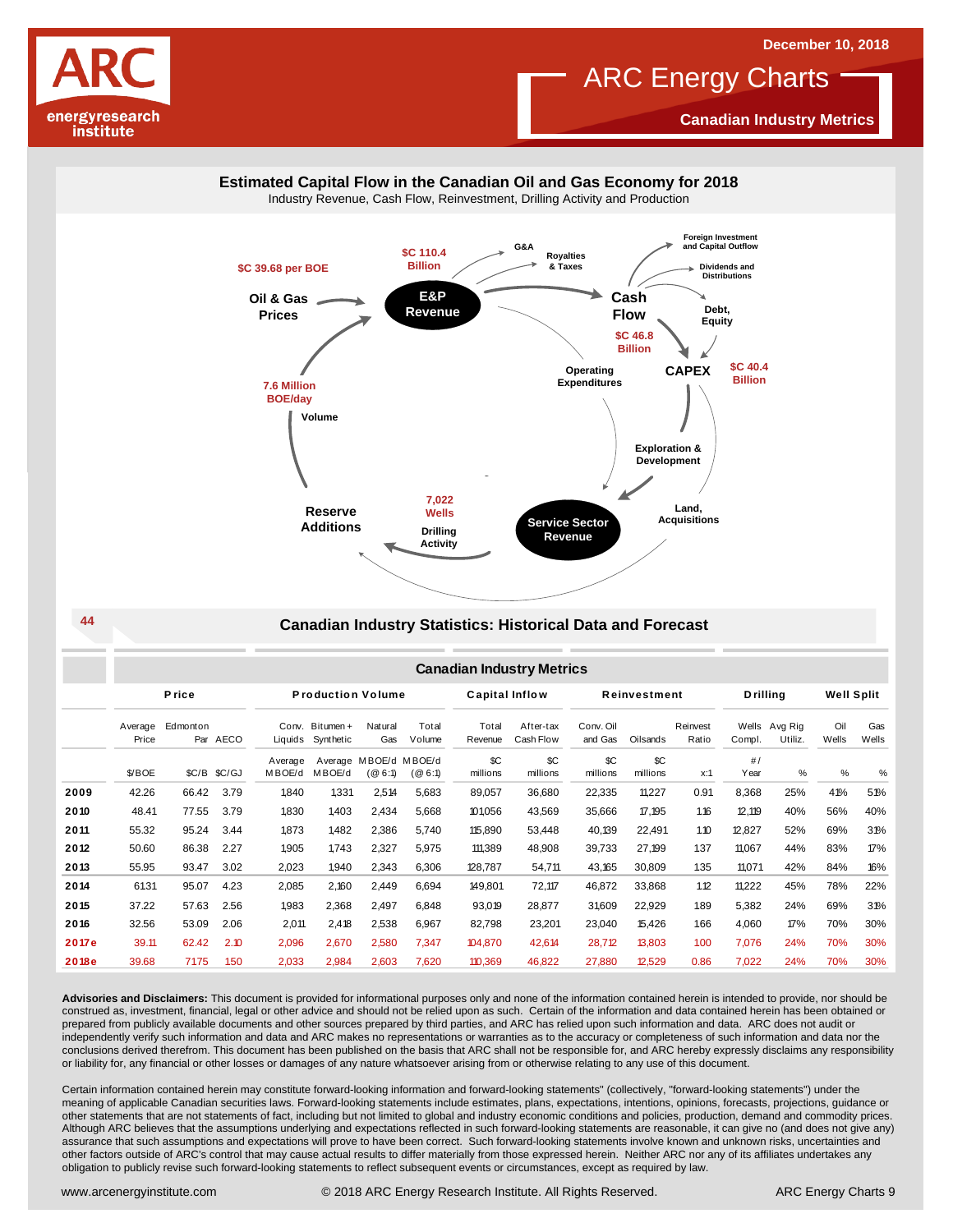# Estimated Capital Flow in the Canadian Oil and Gas Economy for 2018

Industry Revenue, Cash Flow, Reinvestment, Drilling Activity and Production

$C 39.68 per BOE

Oil & Gas Prices

$C 110.4 Billion

E&P Revenue

G&A

Royalties & Taxes

Foreign Investment and Capital Outflow

Dividends and Distributions

Cash Flow

Debt, Equity

$C 46.8 Billion

CAPEX

$C 40.4 Billion

Operating Expenditures

7.6 Million BOE/day

Volume

Exploration & Development

Land, Acquisitions

7,022 Wells

Drilling Activity

Reserve Additions

Service Sector Revenue

## Canadian Industry Statistics: Historical Data and Forecast

**Canadian Industry Metrics**

| | Price | | | Production Volume | | | | Capital Inflow | | Reinvestment | | | Drilling | | Well Split | |
|---|---|---|---|---|---|---|---|---|---|---|---|---|---|---|---|---|
| | Average Price | Edmonton Par | AECO | Conv. Liquids | Bitumen + Synthetic | Natural Gas | Total Volume | Total Revenue | After-tax Cash Flow | Conv. Oil and Gas | Oilsands | Reinvest Ratio | Wells Compl. | Avg Rig Utiliz. | Oil Wells | Gas Wells |
| | $/BOE | $C/B | $C/GJ | Average MBOE/d | Average MBOE/d | MBOE/d (@ 6:1) | MBOE/d (@ 6:1) | $C millions | $C millions | $C millions | $C millions | x:1 | # / Year | % | % | % |
| **2009** | 42.26 | 66.42 | 3.79 | 1,840 | 1,331 | 2,514 | 5,683 | 89,057 | 36,680 | 22,335 | 11,227 | 0.91 | 8,368 | 25% | 41% | 51% |
| **2010** | 48.41 | 77.55 | 3.79 | 1,830 | 1,403 | 2,434 | 5,668 | 101,056 | 43,569 | 35,666 | 17,195 | 1.16 | 12,119 | 40% | 56% | 40% |
| **2011** | 55.32 | 95.24 | 3.44 | 1,873 | 1,482 | 2,386 | 5,740 | 115,890 | 53,448 | 40,139 | 22,491 | 1.10 | 12,827 | 52% | 69% | 31% |
| **2012** | 50.60 | 86.38 | 2.27 | 1,905 | 1,743 | 2,327 | 5,975 | 111,389 | 48,908 | 39,733 | 27,199 | 1.37 | 11,067 | 44% | 83% | 17% |
| **2013** | 55.95 | 93.47 | 3.02 | 2,023 | 1,940 | 2,343 | 6,306 | 128,787 | 54,711 | 43,165 | 30,809 | 1.35 | 11,071 | 42% | 84% | 16% |
| **2014** | 61.31 | 95.07 | 4.23 | 2,085 | 2,160 | 2,449 | 6,694 | 149,801 | 72,117 | 46,872 | 33,868 | 1.12 | 11,222 | 45% | 78% | 22% |
| **2015** | 37.22 | 57.63 | 2.56 | 1,983 | 2,368 | 2,497 | 6,848 | 93,019 | 28,877 | 31,609 | 22,929 | 1.89 | 5,382 | 24% | 69% | 31% |
| **2016** | 32.56 | 53.09 | 2.06 | 2,011 | 2,418 | 2,538 | 6,967 | 82,798 | 23,201 | 23,040 | 15,426 | 1.66 | 4,060 | 17% | 70% | 30% |
| **2017e** | 39.11 | 62.42 | 2.10 | 2,096 | 2,670 | 2,580 | 7,347 | 104,870 | 42,614 | 28,712 | 13,803 | 1.00 | 7,076 | 24% | 70% | 30% |
| **2018e** | 39.68 | 71.75 | 1.50 | 2,033 | 2,984 | 2,603 | 7,620 | 110,369 | 46,822 | 27,880 | 12,529 | 0.86 | 7,022 | 24% | 70% | 30% |

**Advisories and Disclaimers:** This document is provided for informational purposes only and none of the information contained herein is intended to provide, nor should be construed as, investment, financial, legal or other advice and should not be relied upon as such. Certain of the information and data contained herein has been obtained or prepared from publicly available documents and other sources prepared by third parties, and ARC has relied upon such information and data. ARC does not audit or independently verify such information and data and ARC makes no representations or warranties as to the accuracy or completeness of such information and data nor the conclusions derived therefrom. This document has been published on the basis that ARC shall not be responsible for, and ARC hereby expressly disclaims any responsibility or liability for, any financial or other losses or damages of any nature whatsoever arising from or otherwise relating to any use of this document.

Certain information contained herein may constitute forward-looking information and forward-looking statements" (collectively, "forward-looking statements") under the meaning of applicable Canadian securities laws. Forward-looking statements include estimates, plans, expectations, intentions, opinions, forecasts, projections, guidance or other statements that are not statements of fact, including but not limited to global and industry economic conditions and policies, production, demand and commodity prices. Although ARC believes that the assumptions underlying and expectations reflected in such forward-looking statements are reasonable, it can give no (and does not give any) assurance that such assumptions and expectations will prove to have been correct. Such forward-looking statements involve known and unknown risks, uncertainties and other factors outside of ARC's control that may cause actual results to differ materially from those expressed herein. Neither ARC nor any of its affiliates undertakes any obligation to publicly revise such forward-looking statements to reflect subsequent events or circumstances, except as required by law.

www.arcenergyinstitute.com © 2018 ARC Energy Research Institute. All Rights Reserved.